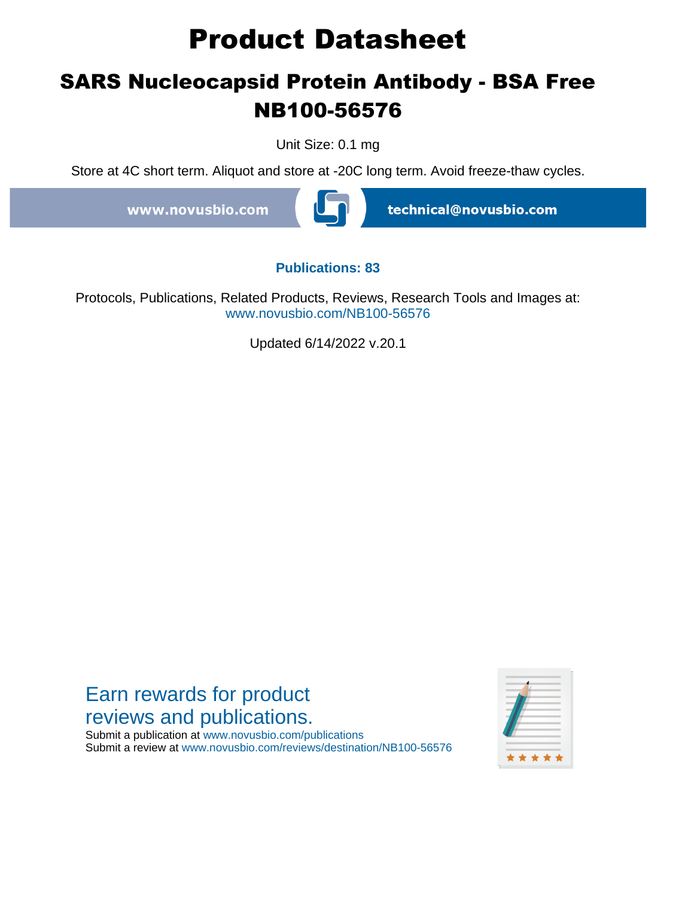# Product Datasheet

## SARS Nucleocapsid Protein Antibody - BSA Free NB100-56576

Unit Size: 0.1 mg

Store at 4C short term. Aliquot and store at -20C long term. Avoid freeze-thaw cycles.

www.novusbio.com technical@novusbio.com

**Publications: 83**

Protocols, Publications, Related Products, Reviews, Research Tools and Images at:
www.novusbio.com/NB100-56576

Updated 6/14/2022 v.20.1

Earn rewards for product reviews and publications.

Submit a publication at www.novusbio.com/publications
Submit a review at www.novusbio.com/reviews/destination/NB100-56576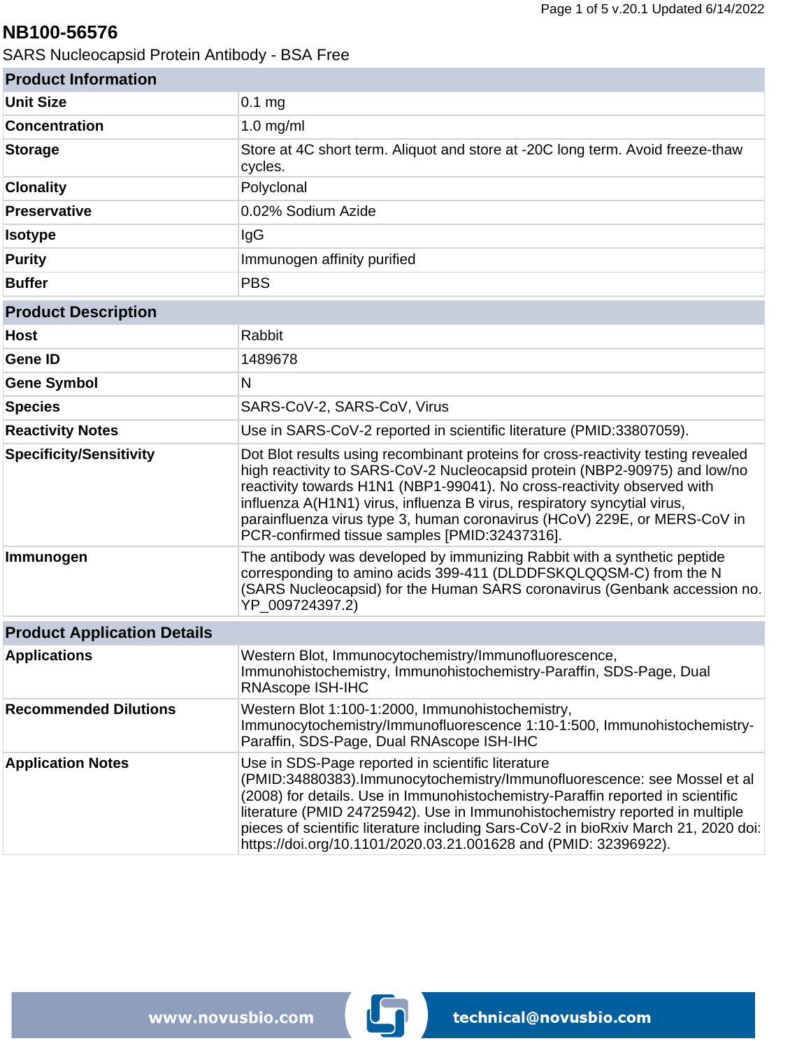# NB100-56576

SARS Nucleocapsid Protein Antibody - BSA Free

| Product Information | |
|---|---|
| **Unit Size** | 0.1 mg |
| **Concentration** | 1.0 mg/ml |
| **Storage** | Store at 4C short term. Aliquot and store at -20C long term. Avoid freeze-thaw cycles. |
| **Clonality** | Polyclonal |
| **Preservative** | 0.02% Sodium Azide |
| **Isotype** | IgG |
| **Purity** | Immunogen affinity purified |
| **Buffer** | PBS |

| Product Description | |
|---|---|
| **Host** | Rabbit |
| **Gene ID** | 1489678 |
| **Gene Symbol** | N |
| **Species** | SARS-CoV-2, SARS-CoV, Virus |
| **Reactivity Notes** | Use in SARS-CoV-2 reported in scientific literature (PMID:33807059). |
| **Specificity/Sensitivity** | Dot Blot results using recombinant proteins for cross-reactivity testing revealed high reactivity to SARS-CoV-2 Nucleocapsid protein (NBP2-90975) and low/no reactivity towards H1N1 (NBP1-99041). No cross-reactivity observed with influenza A(H1N1) virus, influenza B virus, respiratory syncytial virus, parainfluenza virus type 3, human coronavirus (HCoV) 229E, or MERS-CoV in PCR-confirmed tissue samples [PMID:32437316]. |
| **Immunogen** | The antibody was developed by immunizing Rabbit with a synthetic peptide corresponding to amino acids 399-411 (DLDDFSKQLQQSM-C) from the N (SARS Nucleocapsid) for the Human SARS coronavirus (Genbank accession no. YP_009724397.2) |

| Product Application Details | |
|---|---|
| **Applications** | Western Blot, Immunocytochemistry/Immunofluorescence, Immunohistochemistry, Immunohistochemistry-Paraffin, SDS-Page, Dual RNAscope ISH-IHC |
| **Recommended Dilutions** | Western Blot 1:100-1:2000, Immunohistochemistry, Immunocytochemistry/Immunofluorescence 1:10-1:500, Immunohistochemistry-Paraffin, SDS-Page, Dual RNAscope ISH-IHC |
| **Application Notes** | Use in SDS-Page reported in scientific literature (PMID:34880383).Immunocytochemistry/Immunofluorescence: see Mossel et al (2008) for details. Use in Immunohistochemistry-Paraffin reported in scientific literature (PMID 24725942). Use in Immunohistochemistry reported in multiple pieces of scientific literature including Sars-CoV-2 in bioRxiv March 21, 2020 doi: https://doi.org/10.1101/2020.03.21.001628 and (PMID: 32396922). |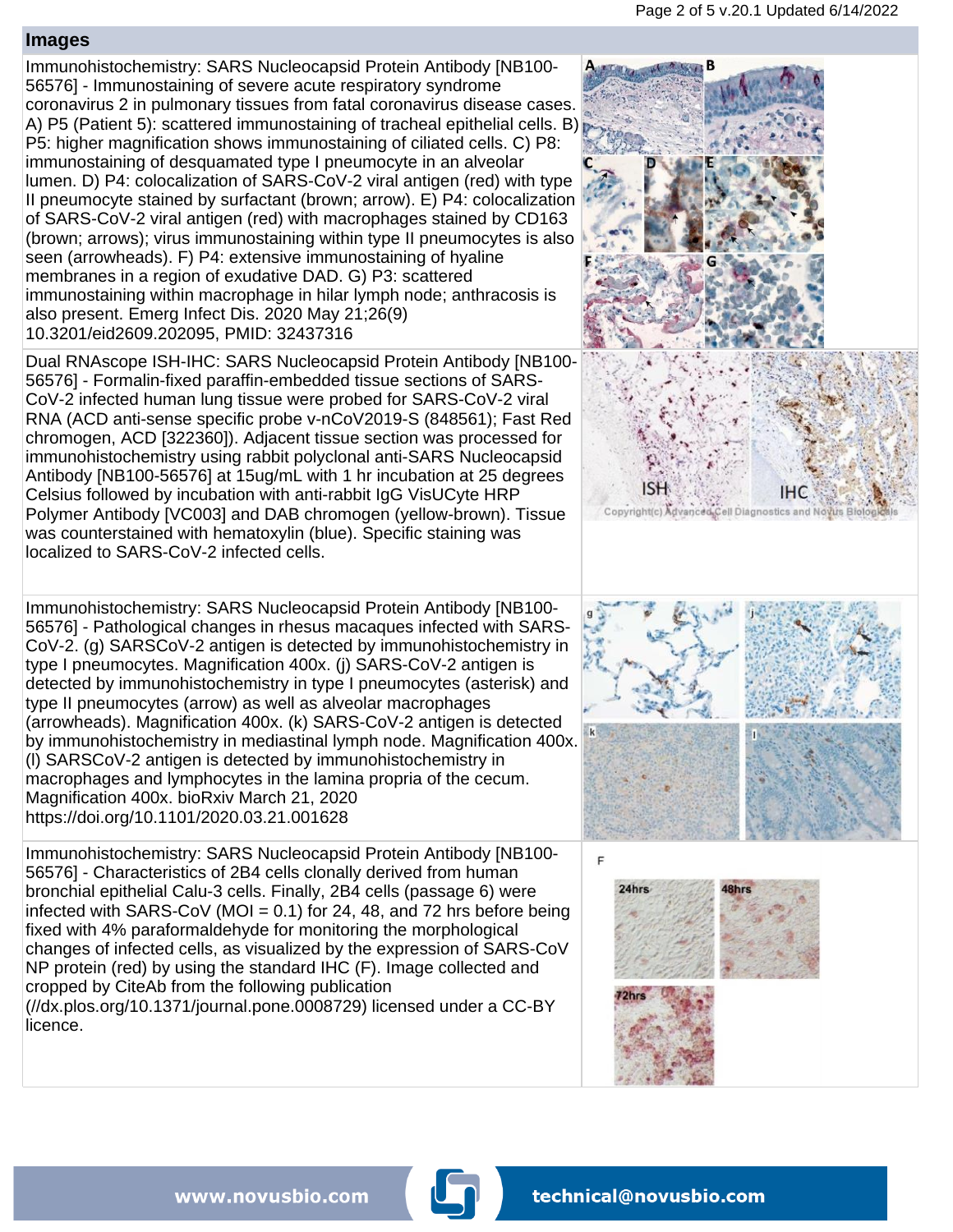## Images

Immunohistochemistry: SARS Nucleocapsid Protein Antibody [NB100-56576] - Immunostaining of severe acute respiratory syndrome coronavirus 2 in pulmonary tissues from fatal coronavirus disease cases. A) P5 (Patient 5): scattered immunostaining of tracheal epithelial cells. B) P5: higher magnification shows immunostaining of ciliated cells. C) P8: immunostaining of desquamated type I pneumocyte in an alveolar lumen. D) P4: colocalization of SARS-CoV-2 viral antigen (red) with type II pneumocyte stained by surfactant (brown; arrow). E) P4: colocalization of SARS-CoV-2 viral antigen (red) with macrophages stained by CD163 (brown; arrows); virus immunostaining within type II pneumocytes is also seen (arrowheads). F) P4: extensive immunostaining of hyaline membranes in a region of exudative DAD. G) P3: scattered immunostaining within macrophage in hilar lymph node; anthracosis is also present. Emerg Infect Dis. 2020 May 21;26(9) 10.3201/eid2609.202095, PMID: 32437316

Dual RNAscope ISH-IHC: SARS Nucleocapsid Protein Antibody [NB100-56576] - Formalin-fixed paraffin-embedded tissue sections of SARS-CoV-2 infected human lung tissue were probed for SARS-CoV-2 viral RNA (ACD anti-sense specific probe v-nCoV2019-S (848561); Fast Red chromogen, ACD [322360]). Adjacent tissue section was processed for immunohistochemistry using rabbit polyclonal anti-SARS Nucleocapsid Antibody [NB100-56576] at 15ug/mL with 1 hr incubation at 25 degrees Celsius followed by incubation with anti-rabbit IgG VisUCyte HRP Polymer Antibody [VC003] and DAB chromogen (yellow-brown). Tissue was counterstained with hematoxylin (blue). Specific staining was localized to SARS-CoV-2 infected cells.

Immunohistochemistry: SARS Nucleocapsid Protein Antibody [NB100-56576] - Pathological changes in rhesus macaques infected with SARS-CoV-2. (g) SARSCoV-2 antigen is detected by immunohistochemistry in type I pneumocytes. Magnification 400x. (j) SARS-CoV-2 antigen is detected by immunohistochemistry in type I pneumocytes (asterisk) and type II pneumocytes (arrow) as well as alveolar macrophages (arrowheads). Magnification 400x. (k) SARS-CoV-2 antigen is detected by immunohistochemistry in mediastinal lymph node. Magnification 400x. (l) SARSCoV-2 antigen is detected by immunohistochemistry in macrophages and lymphocytes in the lamina propria of the cecum. Magnification 400x. bioRxiv March 21, 2020 https://doi.org/10.1101/2020.03.21.001628

Immunohistochemistry: SARS Nucleocapsid Protein Antibody [NB100-56576] - Characteristics of 2B4 cells clonally derived from human bronchial epithelial Calu-3 cells. Finally, 2B4 cells (passage 6) were infected with SARS-CoV (MOI = 0.1) for 24, 48, and 72 hrs before being fixed with 4% paraformaldehyde for monitoring the morphological changes of infected cells, as visualized by the expression of SARS-CoV NP protein (red) by using the standard IHC (F). Image collected and cropped by CiteAb from the following publication (//dx.plos.org/10.1371/journal.pone.0008729) licensed under a CC-BY licence.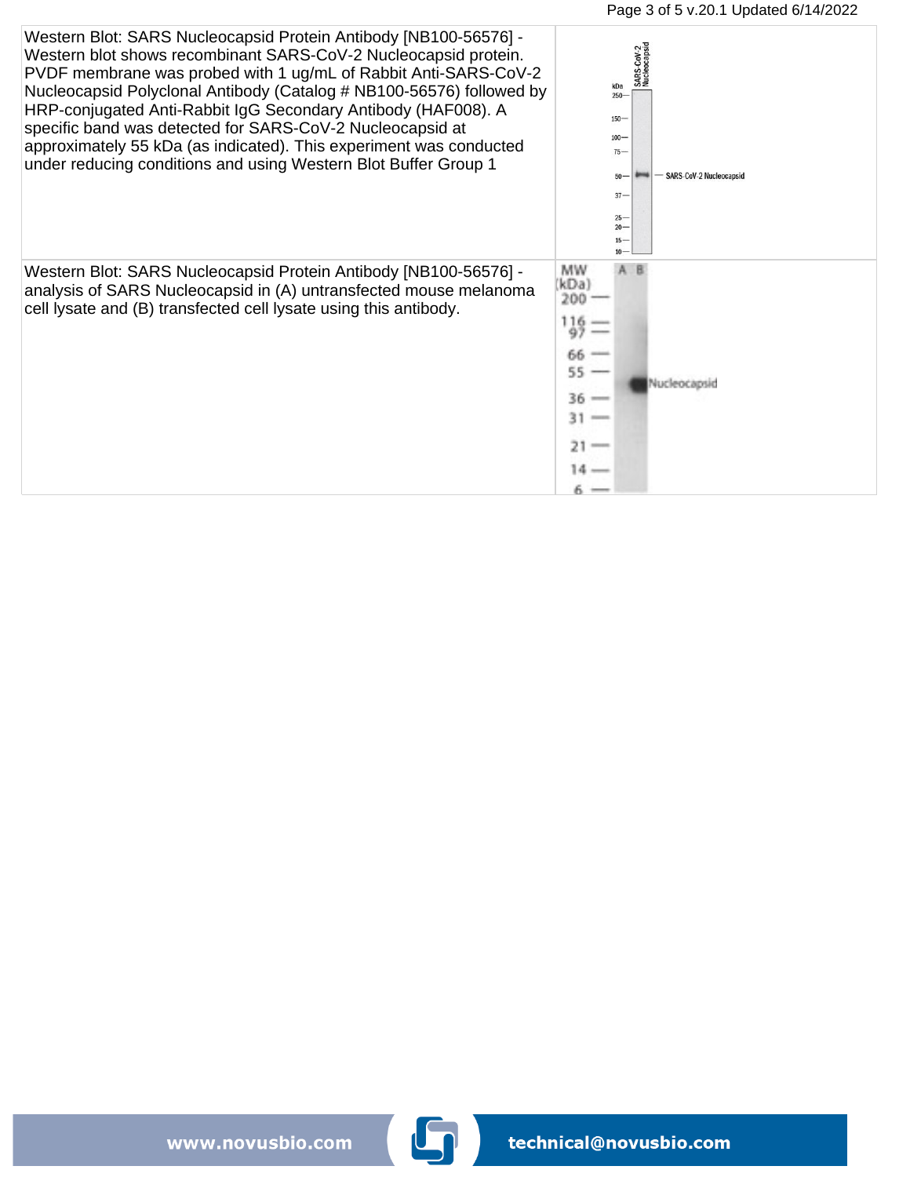Western Blot: SARS Nucleocapsid Protein Antibody [NB100-56576] - Western blot shows recombinant SARS-CoV-2 Nucleocapsid protein. PVDF membrane was probed with 1 ug/mL of Rabbit Anti-SARS-CoV-2 Nucleocapsid Polyclonal Antibody (Catalog # NB100-56576) followed by HRP-conjugated Anti-Rabbit IgG Secondary Antibody (HAF008). A specific band was detected for SARS-CoV-2 Nucleocapsid at approximately 55 kDa (as indicated). This experiment was conducted under reducing conditions and using Western Blot Buffer Group 1

Western Blot: SARS Nucleocapsid Protein Antibody [NB100-56576] - analysis of SARS Nucleocapsid in (A) untransfected mouse melanoma cell lysate and (B) transfected cell lysate using this antibody.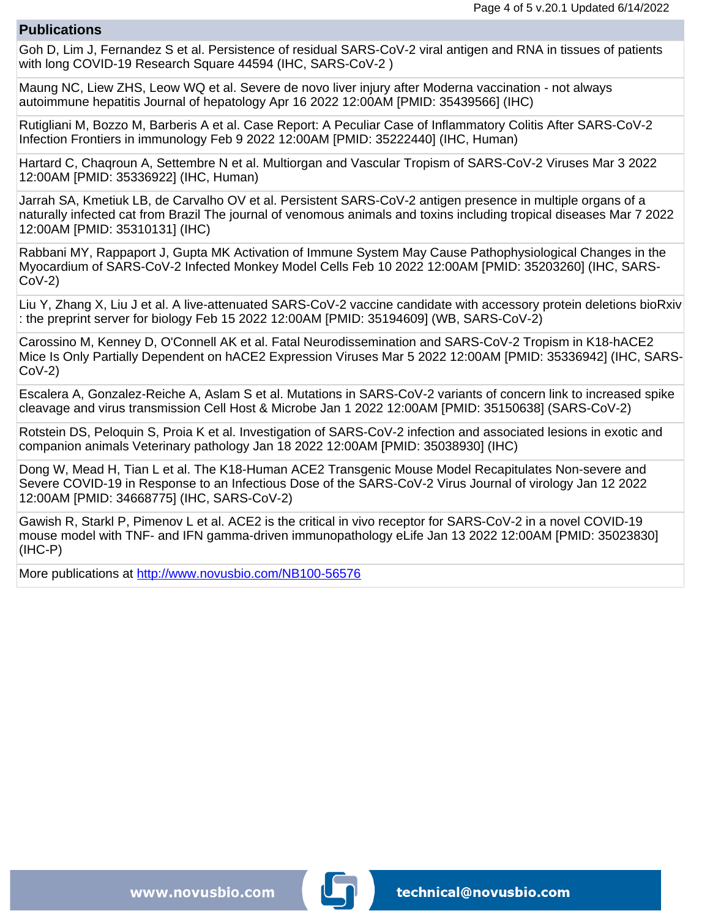## Publications

Goh D, Lim J, Fernandez S et al. Persistence of residual SARS-CoV-2 viral antigen and RNA in tissues of patients with long COVID-19 Research Square 44594 (IHC, SARS-CoV-2 )

Maung NC, Liew ZHS, Leow WQ et al. Severe de novo liver injury after Moderna vaccination - not always autoimmune hepatitis Journal of hepatology Apr 16 2022 12:00AM [PMID: 35439566] (IHC)

Rutigliani M, Bozzo M, Barberis A et al. Case Report: A Peculiar Case of Inflammatory Colitis After SARS-CoV-2 Infection Frontiers in immunology Feb 9 2022 12:00AM [PMID: 35222440] (IHC, Human)

Hartard C, Chaqroun A, Settembre N et al. Multiorgan and Vascular Tropism of SARS-CoV-2 Viruses Mar 3 2022 12:00AM [PMID: 35336922] (IHC, Human)

Jarrah SA, Kmetiuk LB, de Carvalho OV et al. Persistent SARS-CoV-2 antigen presence in multiple organs of a naturally infected cat from Brazil The journal of venomous animals and toxins including tropical diseases Mar 7 2022 12:00AM [PMID: 35310131] (IHC)

Rabbani MY, Rappaport J, Gupta MK Activation of Immune System May Cause Pathophysiological Changes in the Myocardium of SARS-CoV-2 Infected Monkey Model Cells Feb 10 2022 12:00AM [PMID: 35203260] (IHC, SARS-CoV-2)

Liu Y, Zhang X, Liu J et al. A live-attenuated SARS-CoV-2 vaccine candidate with accessory protein deletions bioRxiv : the preprint server for biology Feb 15 2022 12:00AM [PMID: 35194609] (WB, SARS-CoV-2)

Carossino M, Kenney D, O'Connell AK et al. Fatal Neurodissemination and SARS-CoV-2 Tropism in K18-hACE2 Mice Is Only Partially Dependent on hACE2 Expression Viruses Mar 5 2022 12:00AM [PMID: 35336942] (IHC, SARS-CoV-2)

Escalera A, Gonzalez-Reiche A, Aslam S et al. Mutations in SARS-CoV-2 variants of concern link to increased spike cleavage and virus transmission Cell Host & Microbe Jan 1 2022 12:00AM [PMID: 35150638] (SARS-CoV-2)

Rotstein DS, Peloquin S, Proia K et al. Investigation of SARS-CoV-2 infection and associated lesions in exotic and companion animals Veterinary pathology Jan 18 2022 12:00AM [PMID: 35038930] (IHC)

Dong W, Mead H, Tian L et al. The K18-Human ACE2 Transgenic Mouse Model Recapitulates Non-severe and Severe COVID-19 in Response to an Infectious Dose of the SARS-CoV-2 Virus Journal of virology Jan 12 2022 12:00AM [PMID: 34668775] (IHC, SARS-CoV-2)

Gawish R, Starkl P, Pimenov L et al. ACE2 is the critical in vivo receptor for SARS-CoV-2 in a novel COVID-19 mouse model with TNF- and IFN gamma-driven immunopathology eLife Jan 13 2022 12:00AM [PMID: 35023830] (IHC-P)

More publications at http://www.novusbio.com/NB100-56576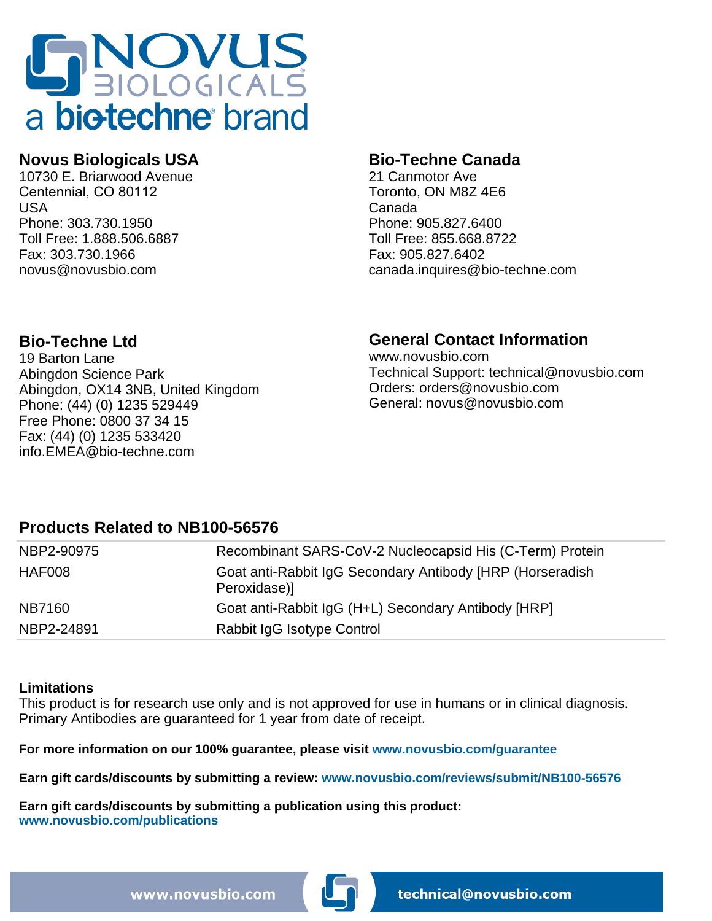## Novus Biologicals USA

10730 E. Briarwood Avenue
Centennial, CO 80112
USA
Phone: 303.730.1950
Toll Free: 1.888.506.6887
Fax: 303.730.1966
novus@novusbio.com

## Bio-Techne Canada

21 Canmotor Ave
Toronto, ON M8Z 4E6
Canada
Phone: 905.827.6400
Toll Free: 855.668.8722
Fax: 905.827.6402
canada.inquires@bio-techne.com

## Bio-Techne Ltd

19 Barton Lane
Abingdon Science Park
Abingdon, OX14 3NB, United Kingdom
Phone: (44) (0) 1235 529449
Free Phone: 0800 37 34 15
Fax: (44) (0) 1235 533420
info.EMEA@bio-techne.com

## General Contact Information

www.novusbio.com
Technical Support: technical@novusbio.com
Orders: orders@novusbio.com
General: novus@novusbio.com

## Products Related to NB100-56576

| | |
|---|---|
| NBP2-90975 | Recombinant SARS-CoV-2 Nucleocapsid His (C-Term) Protein |
| HAF008 | Goat anti-Rabbit IgG Secondary Antibody [HRP (Horseradish Peroxidase)] |
| NB7160 | Goat anti-Rabbit IgG (H+L) Secondary Antibody [HRP] |
| NBP2-24891 | Rabbit IgG Isotype Control |

### Limitations

This product is for research use only and is not approved for use in humans or in clinical diagnosis. Primary Antibodies are guaranteed for 1 year from date of receipt.

**For more information on our 100% guarantee, please visit www.novusbio.com/guarantee**

**Earn gift cards/discounts by submitting a review: www.novusbio.com/reviews/submit/NB100-56576**

**Earn gift cards/discounts by submitting a publication using this product: www.novusbio.com/publications**